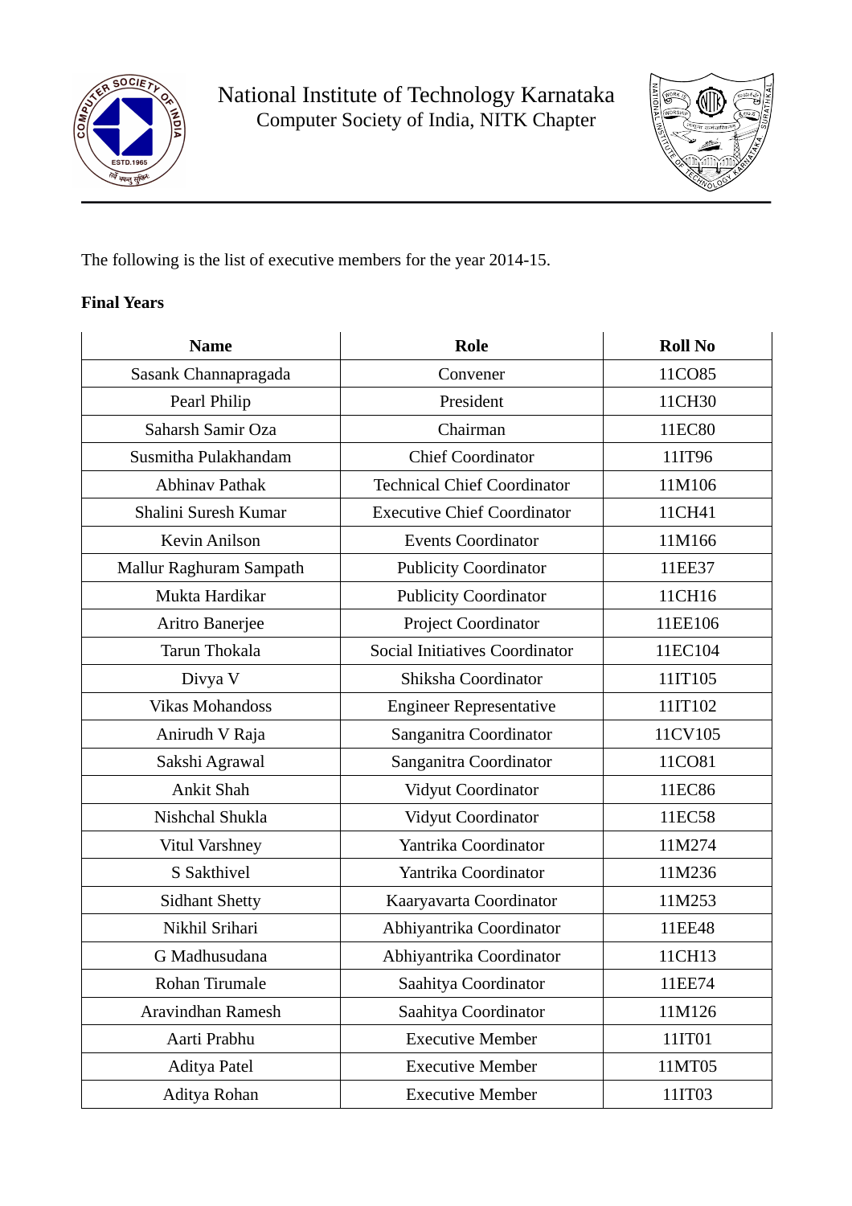National Institute of Technology Karnataka
Computer Society of India, NITK Chapter

The following is the list of executive members for the year 2014-15.

**Final Years**

| Name | Role | Roll No |
|---|---|---|
| Sasank Channapragada | Convener | 11CO85 |
| Pearl Philip | President | 11CH30 |
| Saharsh Samir Oza | Chairman | 11EC80 |
| Susmitha Pulakhandam | Chief Coordinator | 11IT96 |
| Abhinav Pathak | Technical Chief Coordinator | 11M106 |
| Shalini Suresh Kumar | Executive Chief Coordinator | 11CH41 |
| Kevin Anilson | Events Coordinator | 11M166 |
| Mallur Raghuram Sampath | Publicity Coordinator | 11EE37 |
| Mukta Hardikar | Publicity Coordinator | 11CH16 |
| Aritro Banerjee | Project Coordinator | 11EE106 |
| Tarun Thokala | Social Initiatives Coordinator | 11EC104 |
| Divya V | Shiksha Coordinator | 11IT105 |
| Vikas Mohandoss | Engineer Representative | 11IT102 |
| Anirudh V Raja | Sanganitra Coordinator | 11CV105 |
| Sakshi Agrawal | Sanganitra Coordinator | 11CO81 |
| Ankit Shah | Vidyut Coordinator | 11EC86 |
| Nishchal Shukla | Vidyut Coordinator | 11EC58 |
| Vitul Varshney | Yantrika Coordinator | 11M274 |
| S Sakthivel | Yantrika Coordinator | 11M236 |
| Sidhant Shetty | Kaaryavarta Coordinator | 11M253 |
| Nikhil Srihari | Abhiyantrika Coordinator | 11EE48 |
| G Madhusudana | Abhiyantrika Coordinator | 11CH13 |
| Rohan Tirumale | Saahitya Coordinator | 11EE74 |
| Aravindhan Ramesh | Saahitya Coordinator | 11M126 |
| Aarti Prabhu | Executive Member | 11IT01 |
| Aditya Patel | Executive Member | 11MT05 |
| Aditya Rohan | Executive Member | 11IT03 |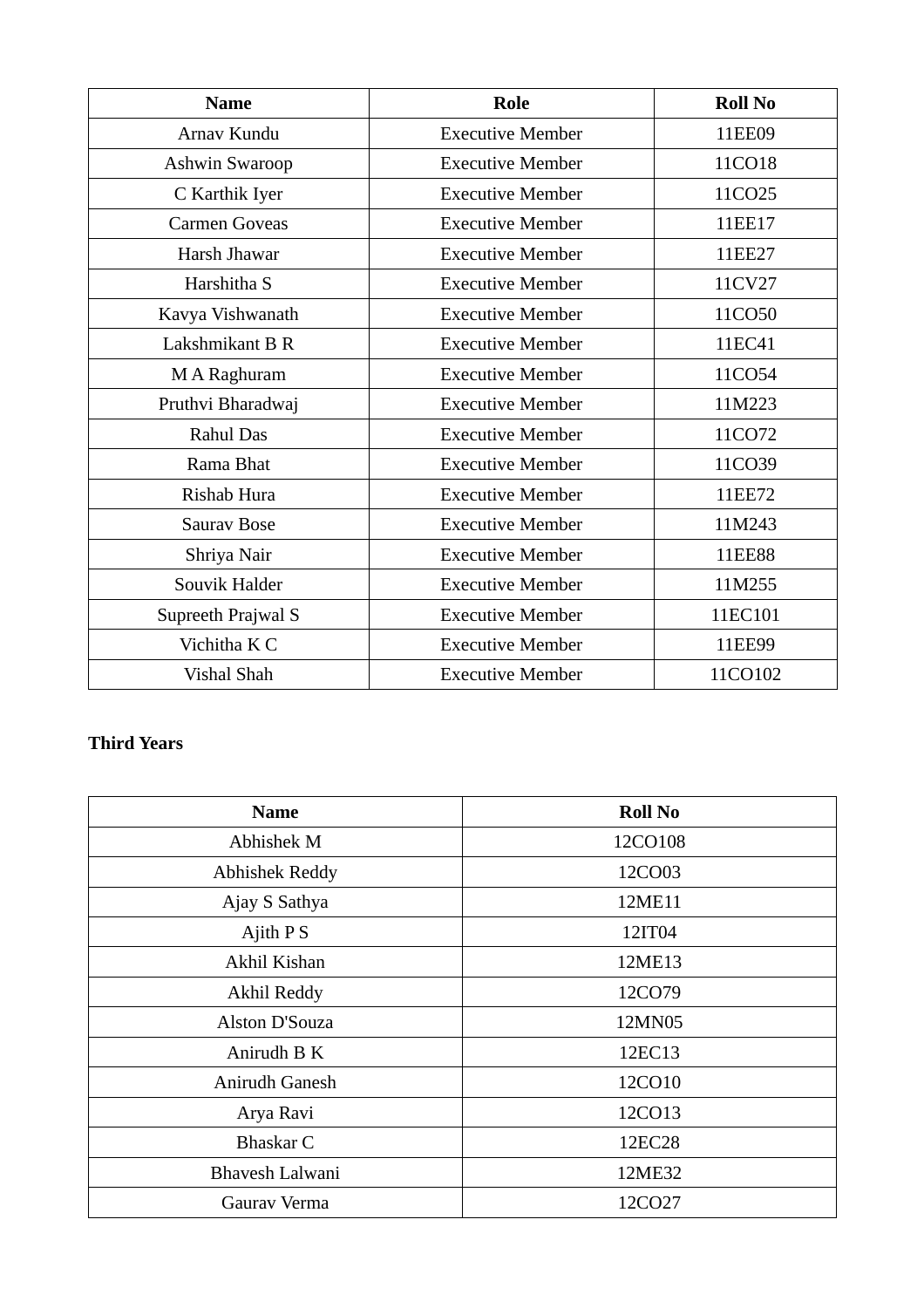| Name | Role | Roll No |
| --- | --- | --- |
| Arnav Kundu | Executive Member | 11EE09 |
| Ashwin Swaroop | Executive Member | 11CO18 |
| C Karthik Iyer | Executive Member | 11CO25 |
| Carmen Goveas | Executive Member | 11EE17 |
| Harsh Jhawar | Executive Member | 11EE27 |
| Harshitha S | Executive Member | 11CV27 |
| Kavya Vishwanath | Executive Member | 11CO50 |
| Lakshmikant B R | Executive Member | 11EC41 |
| M A Raghuram | Executive Member | 11CO54 |
| Pruthvi Bharadwaj | Executive Member | 11M223 |
| Rahul Das | Executive Member | 11CO72 |
| Rama Bhat | Executive Member | 11CO39 |
| Rishab Hura | Executive Member | 11EE72 |
| Saurav Bose | Executive Member | 11M243 |
| Shriya Nair | Executive Member | 11EE88 |
| Souvik Halder | Executive Member | 11M255 |
| Supreeth Prajwal S | Executive Member | 11EC101 |
| Vichitha K C | Executive Member | 11EE99 |
| Vishal Shah | Executive Member | 11CO102 |

**Third Years**

| Name | Roll No |
| --- | --- |
| Abhishek M | 12CO108 |
| Abhishek Reddy | 12CO03 |
| Ajay S Sathya | 12ME11 |
| Ajith P S | 12IT04 |
| Akhil Kishan | 12ME13 |
| Akhil Reddy | 12CO79 |
| Alston D'Souza | 12MN05 |
| Anirudh B K | 12EC13 |
| Anirudh Ganesh | 12CO10 |
| Arya Ravi | 12CO13 |
| Bhaskar C | 12EC28 |
| Bhavesh Lalwani | 12ME32 |
| Gaurav Verma | 12CO27 |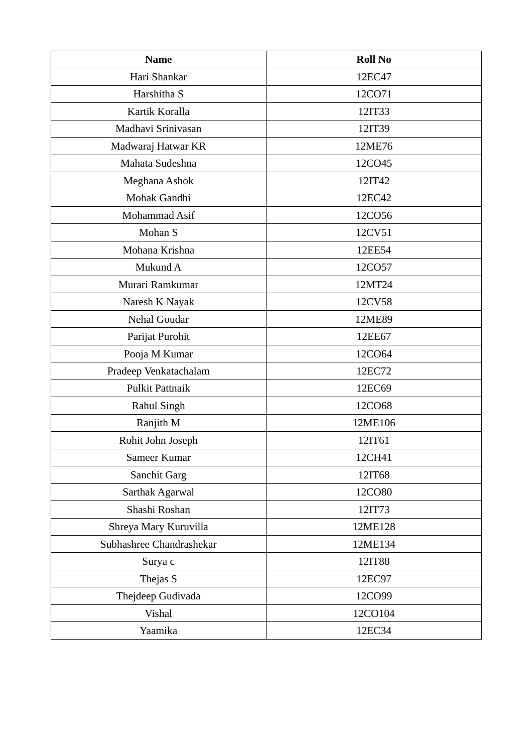| Name | Roll No |
| --- | --- |
| Hari Shankar | 12EC47 |
| Harshitha S | 12CO71 |
| Kartik Koralla | 12IT33 |
| Madhavi Srinivasan | 12IT39 |
| Madwaraj Hatwar KR | 12ME76 |
| Mahata Sudeshna | 12CO45 |
| Meghana Ashok | 12IT42 |
| Mohak Gandhi | 12EC42 |
| Mohammad Asif | 12CO56 |
| Mohan S | 12CV51 |
| Mohana Krishna | 12EE54 |
| Mukund A | 12CO57 |
| Murari Ramkumar | 12MT24 |
| Naresh K Nayak | 12CV58 |
| Nehal Goudar | 12ME89 |
| Parijat Purohit | 12EE67 |
| Pooja M Kumar | 12CO64 |
| Pradeep Venkatachalam | 12EC72 |
| Pulkit Pattnaik | 12EC69 |
| Rahul Singh | 12CO68 |
| Ranjith M | 12ME106 |
| Rohit John Joseph | 12IT61 |
| Sameer Kumar | 12CH41 |
| Sanchit Garg | 12IT68 |
| Sarthak Agarwal | 12CO80 |
| Shashi Roshan | 12IT73 |
| Shreya Mary Kuruvilla | 12ME128 |
| Subhashree Chandrashekar | 12ME134 |
| Surya c | 12IT88 |
| Thejas S | 12EC97 |
| Thejdeep Gudivada | 12CO99 |
| Vishal | 12CO104 |
| Yaamika | 12EC34 |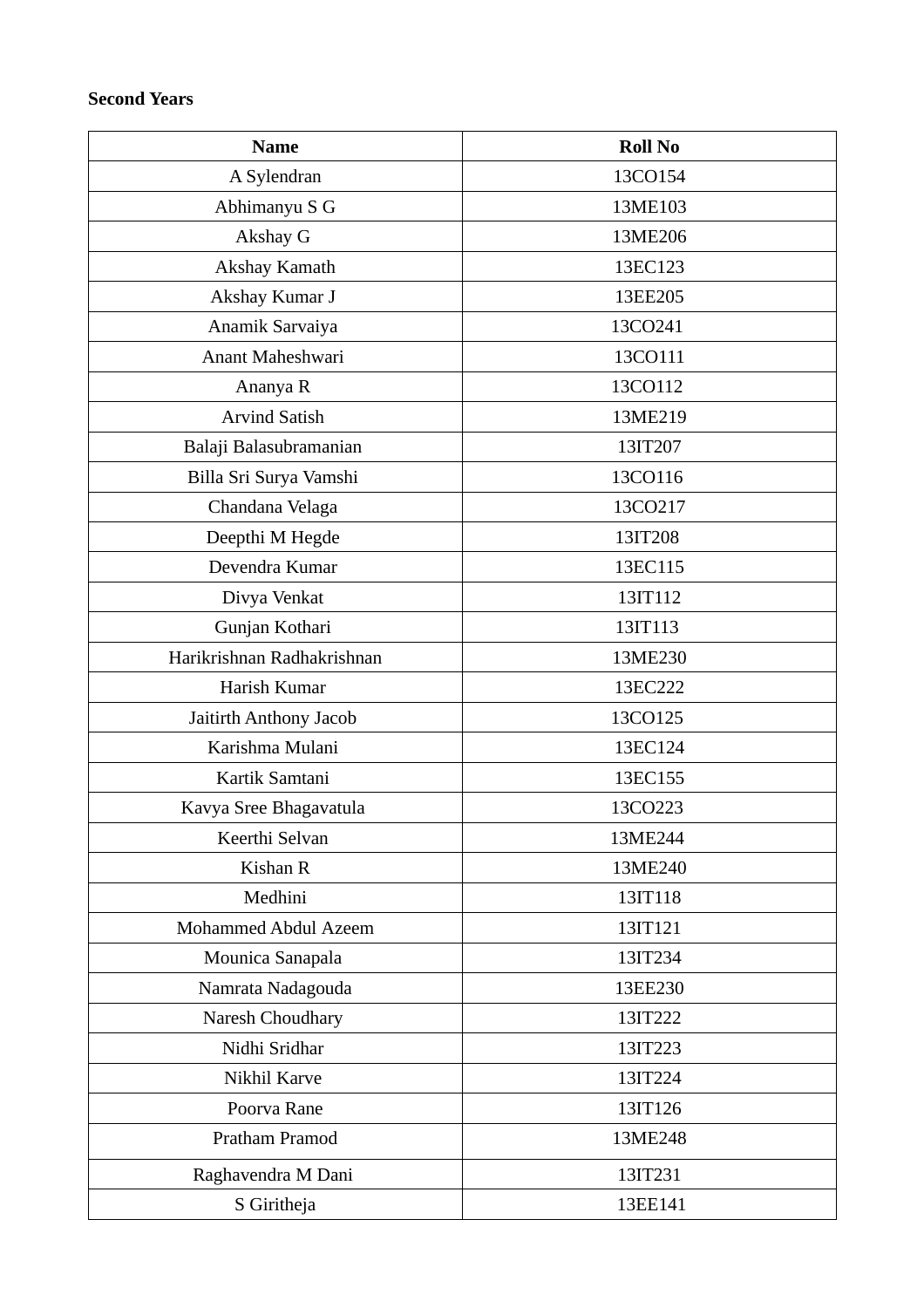**Second Years**

| Name | Roll No |
| --- | --- |
| A Sylendran | 13CO154 |
| Abhimanyu S G | 13ME103 |
| Akshay G | 13ME206 |
| Akshay Kamath | 13EC123 |
| Akshay Kumar J | 13EE205 |
| Anamik Sarvaiya | 13CO241 |
| Anant Maheshwari | 13CO111 |
| Ananya R | 13CO112 |
| Arvind Satish | 13ME219 |
| Balaji Balasubramanian | 13IT207 |
| Billa Sri Surya Vamshi | 13CO116 |
| Chandana Velaga | 13CO217 |
| Deepthi M Hegde | 13IT208 |
| Devendra Kumar | 13EC115 |
| Divya Venkat | 13IT112 |
| Gunjan Kothari | 13IT113 |
| Harikrishnan Radhakrishnan | 13ME230 |
| Harish Kumar | 13EC222 |
| Jaitirth Anthony Jacob | 13CO125 |
| Karishma Mulani | 13EC124 |
| Kartik Samtani | 13EC155 |
| Kavya Sree Bhagavatula | 13CO223 |
| Keerthi Selvan | 13ME244 |
| Kishan R | 13ME240 |
| Medhini | 13IT118 |
| Mohammed Abdul Azeem | 13IT121 |
| Mounica Sanapala | 13IT234 |
| Namrata Nadagouda | 13EE230 |
| Naresh Choudhary | 13IT222 |
| Nidhi Sridhar | 13IT223 |
| Nikhil Karve | 13IT224 |
| Poorva Rane | 13IT126 |
| Pratham Pramod | 13ME248 |
| Raghavendra M Dani | 13IT231 |
| S Giritheja | 13EE141 |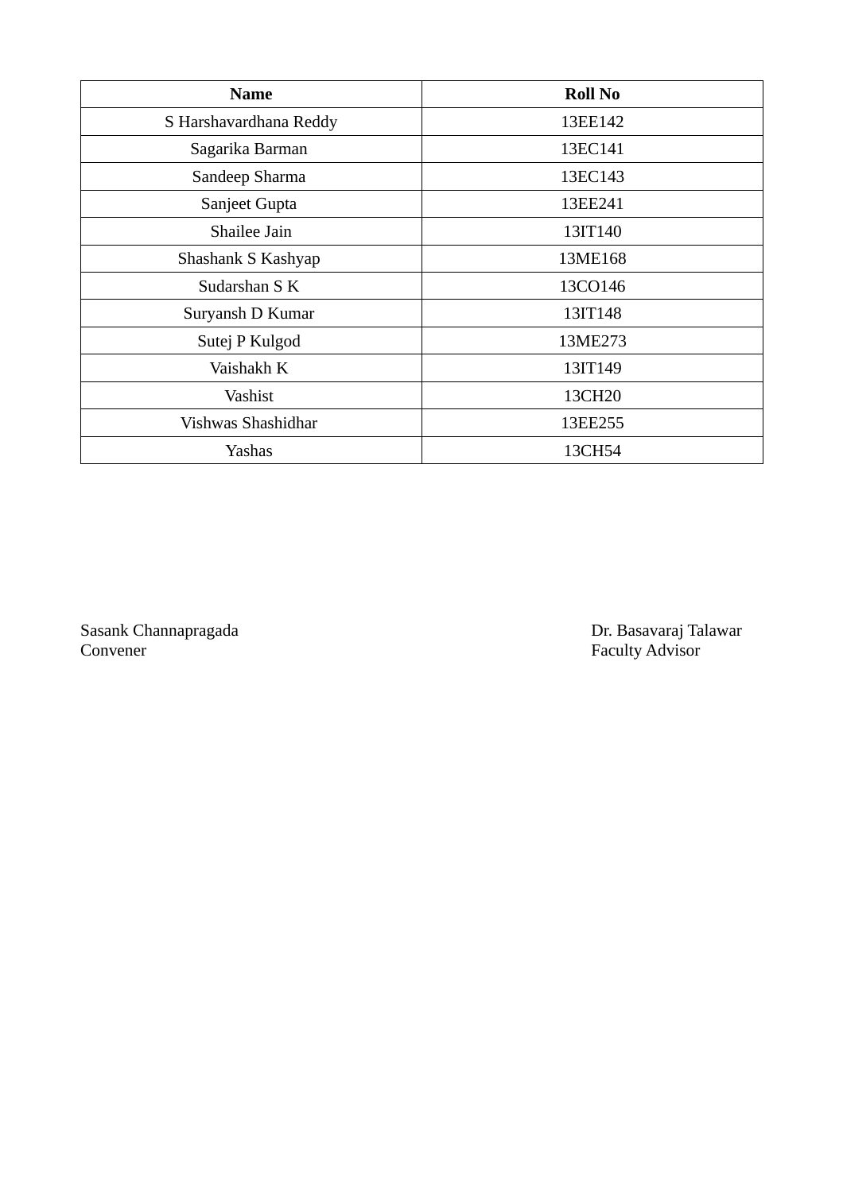| Name | Roll No |
|---|---|
| S Harshavardhana Reddy | 13EE142 |
| Sagarika Barman | 13EC141 |
| Sandeep Sharma | 13EC143 |
| Sanjeet Gupta | 13EE241 |
| Shailee Jain | 13IT140 |
| Shashank S Kashyap | 13ME168 |
| Sudarshan S K | 13CO146 |
| Suryansh D Kumar | 13IT148 |
| Sutej P Kulgod | 13ME273 |
| Vaishakh K | 13IT149 |
| Vashist | 13CH20 |
| Vishwas Shashidhar | 13EE255 |
| Yashas | 13CH54 |

Sasank Channapragada
Convener

Dr. Basavaraj Talawar
Faculty Advisor